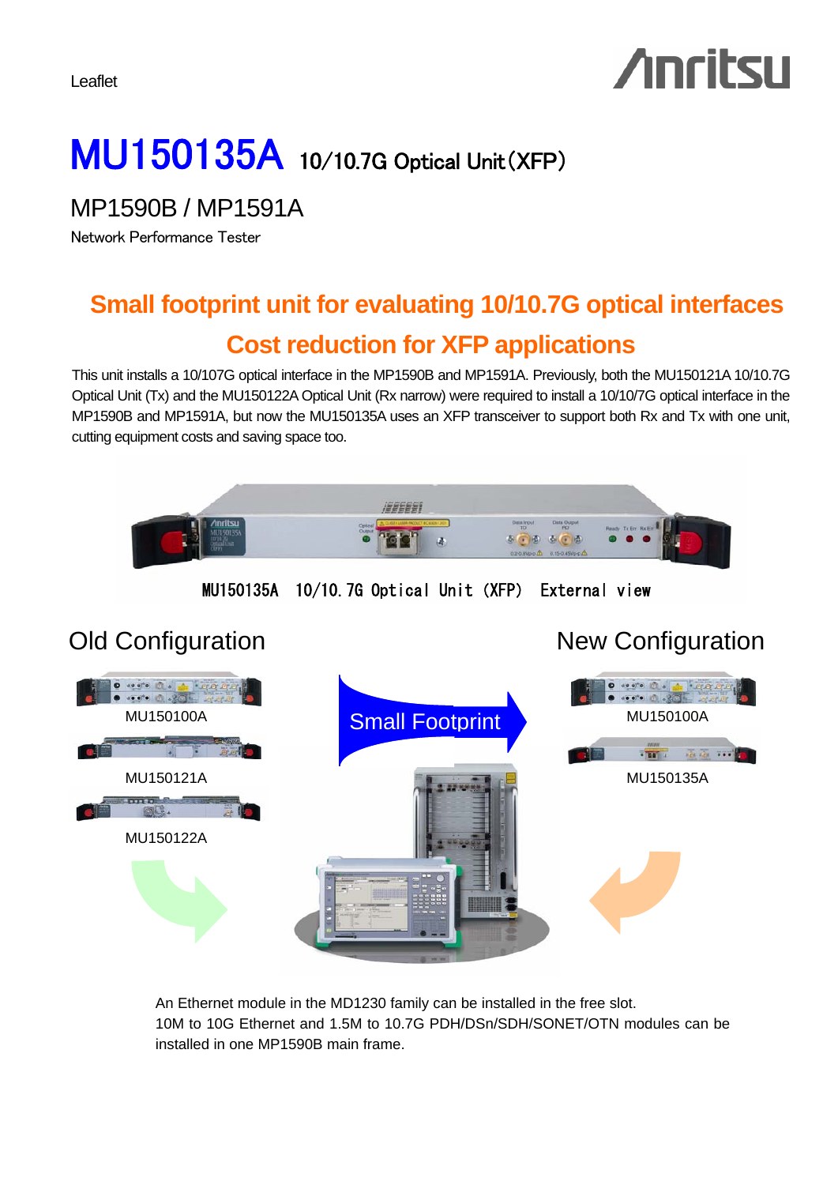Leaflet

# MU150135A 10/10.7G Optical Unit (XFP)

## MP1590B / MP1591A

Network Performance Tester

## Small footprint unit for evaluating 10/10.7G optical interfaces

## Cost reduction for XFP applications

This unit installs a 10/107G optical interface in the MP1590B and MP1591A. Previously, both the MU150121A 10/10.7G Optical Unit (Tx) and the MU150122A Optical Unit (Rx narrow) were required to install a 10/10/7G optical interface in the MP1590B and MP1591A, but now the MU150135A uses an XFP transceiver to support both Rx and Tx with one unit, cutting equipment costs and saving space too.

MU150135A 10/10.7G Optical Unit (XFP) External view

### Old Configuration

MU150100A

MU150121A

MU150122A

Small Footprint

### New Configuration

MU150100A

MU150135A

An Ethernet module in the MD1230 family can be installed in the free slot.
10M to 10G Ethernet and 1.5M to 10.7G PDH/DSn/SDH/SONET/OTN modules can be installed in one MP1590B main frame.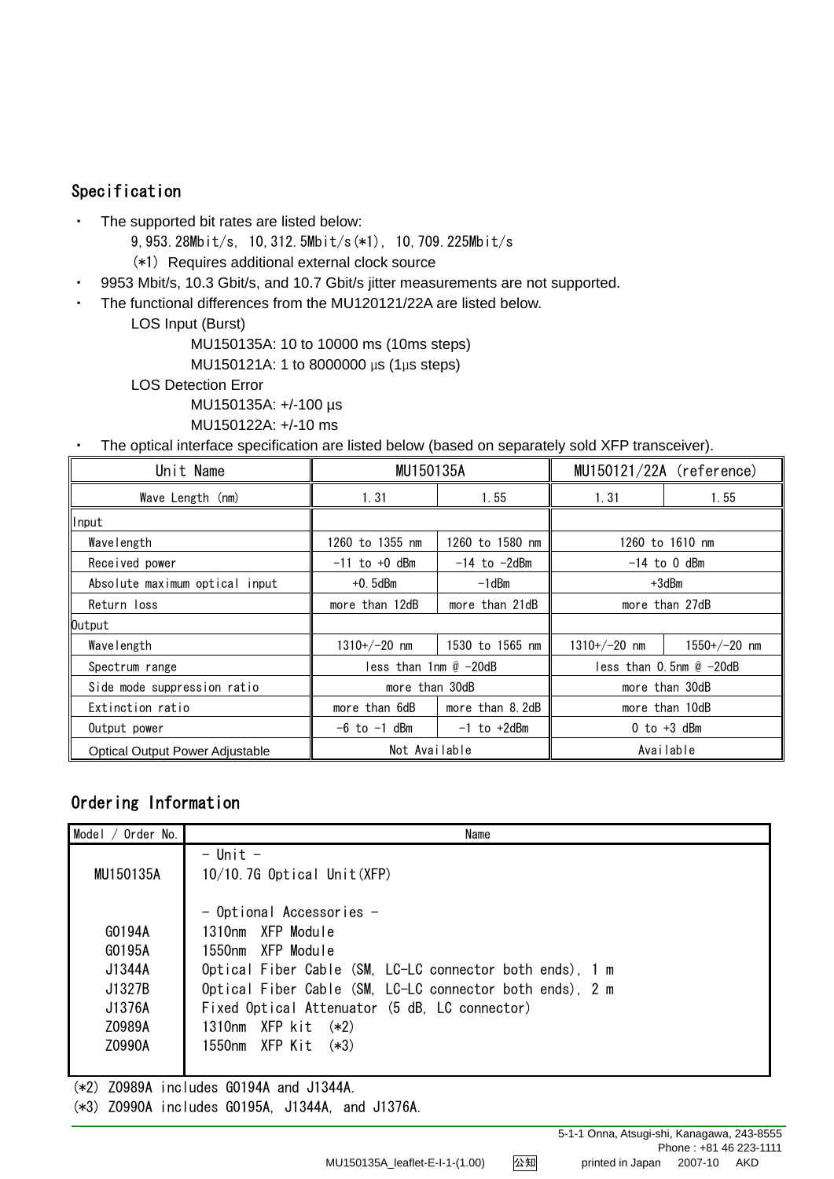## Specification

- The supported bit rates are listed below:
  9,953.28Mbit/s, 10,312.5Mbit/s(*1), 10,709.225Mbit/s
  (*1) Requires additional external clock source
- 9953 Mbit/s, 10.3 Gbit/s, and 10.7 Gbit/s jitter measurements are not supported.
- The functional differences from the MU120121/22A are listed below.
  - LOS Input (Burst)
    - MU150135A: 10 to 10000 ms (10ms steps)
    - MU150121A: 1 to 8000000 µs (1µs steps)
  - LOS Detection Error
    - MU150135A: +/-100 µs
    - MU150122A: +/-10 ms
- The optical interface specification are listed below (based on separately sold XFP transceiver).

| Unit Name | MU150135A | | MU150121/22A (reference) | |
|---|---|---|---|---|
| Wave Length (nm) | 1.31 | 1.55 | 1.31 | 1.55 |
| Input | | | | |
| Wavelength | 1260 to 1355 nm | 1260 to 1580 nm | 1260 to 1610 nm | |
| Received power | -11 to +0 dBm | -14 to -2dBm | -14 to 0 dBm | |
| Absolute maximum optical input | +0.5dBm | -1dBm | +3dBm | |
| Return loss | more than 12dB | more than 21dB | more than 27dB | |
| Output | | | | |
| Wavelength | 1310+/-20 nm | 1530 to 1565 nm | 1310+/-20 nm | 1550+/-20 nm |
| Spectrum range | less than 1nm @ -20dB | | less than 0.5nm @ -20dB | |
| Side mode suppression ratio | more than 30dB | | more than 30dB | |
| Extinction ratio | more than 6dB | more than 8.2dB | more than 10dB | |
| Output power | -6 to -1 dBm | -1 to +2dBm | 0 to +3 dBm | |
| Optical Output Power Adjustable | Not Available | | Available | |

## Ordering Information

| Model / Order No. | Name |
|---|---|
| | - Unit - |
| MU150135A | 10/10.7G Optical Unit(XFP) |
| | - Optional Accessories - |
| G0194A | 1310nm XFP Module |
| G0195A | 1550nm XFP Module |
| J1344A | Optical Fiber Cable (SM, LC-LC connector both ends), 1 m |
| J1327B | Optical Fiber Cable (SM, LC-LC connector both ends), 2 m |
| J1376A | Fixed Optical Attenuator (5 dB, LC connector) |
| Z0989A | 1310nm XFP kit (*2) |
| Z0990A | 1550nm XFP Kit (*3) |

(*2) Z0989A includes G0194A and J1344A.
(*3) Z0990A includes G0195A, J1344A, and J1376A.

5-1-1 Onna, Atsugi-shi, Kanagawa, 243-8555
Phone : +81 46 223-1111

MU150135A_leaflet-E-I-1-(1.00) 公知 printed in Japan 2007-10 AKD